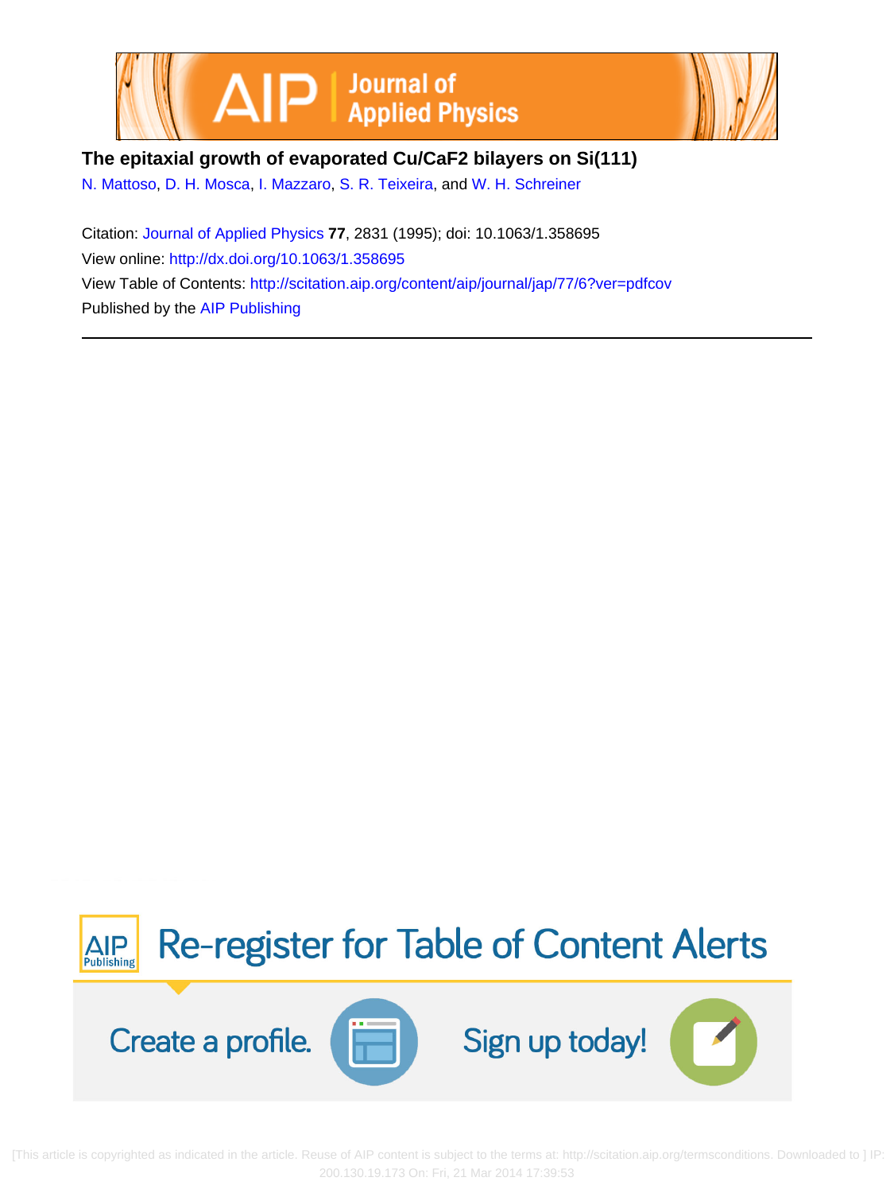# The epitaxial growth of evaporated Cu/CaF2 bilayers on Si(111)

N. Mattoso, D. H. Mosca, I. Mazzaro, S. R. Teixeira, and W. H. Schreiner

Citation: Journal of Applied Physics **77**, 2831 (1995); doi: 10.1063/1.358695

View online: http://dx.doi.org/10.1063/1.358695

View Table of Contents: http://scitation.aip.org/content/aip/journal/jap/77/6?ver=pdfcov

Published by the AIP Publishing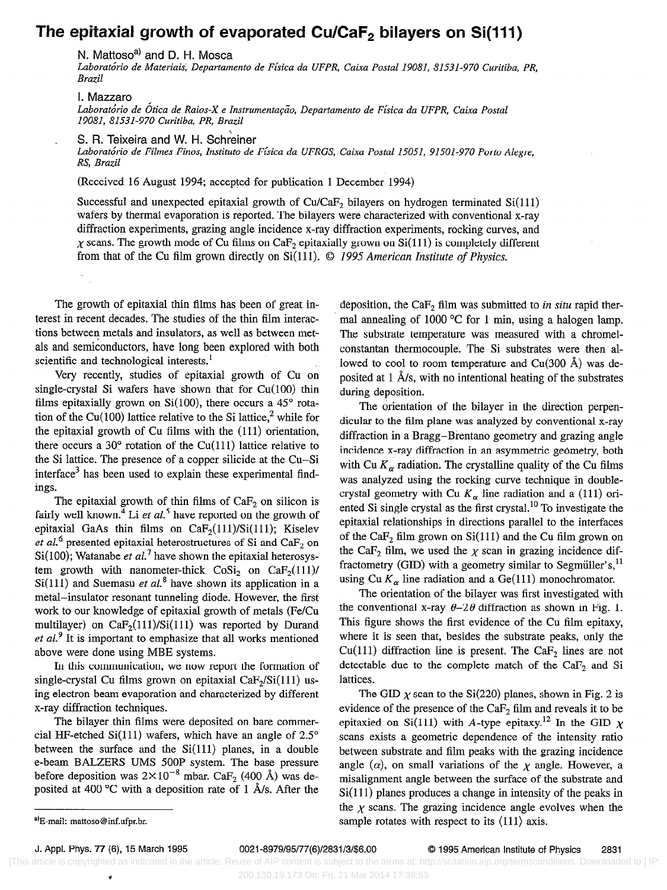# The epitaxial growth of evaporated Cu/$CaF_2$ bilayers on Si(111)

N. Mattoso[a] and D. H. Mosca

*Laboratório de Materiais, Departamento de Física da UFPR, Caixa Postal 19081, 81531-970 Curitiba, PR, Brazil*

I. Mazzaro

*Laboratório de Ótica de Raios-X e Instrumentação, Departamento de Física da UFPR, Caixa Postal 19081, 81531-970 Curitiba, PR, Brazil*

S. R. Teixeira and W. H. Schreiner

*Laboratório de Filmes Finos, Instituto de Física da UFRGS, Caixa Postal 15051, 91501-970 Porto Alegre, RS, Brazil*

(Received 16 August 1994; accepted for publication 1 December 1994)

Successful and unexpected epitaxial growth of Cu/$CaF_2$ bilayers on hydrogen terminated Si(111) wafers by thermal evaporation is reported. The bilayers were characterized with conventional x-ray diffraction experiments, grazing angle incidence x-ray diffraction experiments, rocking curves, and $\chi$ scans. The growth mode of Cu films on $CaF_2$ epitaxially grown on Si(111) is completely different from that of the Cu film grown directly on Si(111). © *1995 American Institute of Physics.*

The growth of epitaxial thin films has been of great interest in recent decades. The studies of the thin film interactions between metals and insulators, as well as between metals and semiconductors, have long been explored with both scientific and technological interests.[1]

Very recently, studies of epitaxial growth of Cu on single-crystal Si wafers have shown that for Cu(100) thin films epitaxially grown on Si(100), there occurs a 45° rotation of the Cu(100) lattice relative to the Si lattice,[2] while for the epitaxial growth of Cu films with the (111) orientation, there occurs a 30° rotation of the Cu(111) lattice relative to the Si lattice. The presence of a copper silicide at the Cu–Si interface[3] has been used to explain these experimental findings.

The epitaxial growth of thin films of $CaF_2$ on silicon is fairly well known.[4] Li *et al.*[5] have reported on the growth of epitaxial GaAs thin films on $CaF_2$(111)/Si(111); Kiselev *et al.*[6] presented epitaxial heterostructures of Si and $CaF_2$ on Si(100); Watanabe *et al.*[7] have shown the epitaxial heterosystem growth with nanometer-thick $CoSi_2$ on $CaF_2$(111)/Si(111) and Suemasu *et al.*[8] have shown its application in a metal–insulator resonant tunneling diode. However, the first work to our knowledge of epitaxial growth of metals (Fe/Cu multilayer) on $CaF_2$(111)/Si(111) was reported by Durand *et al.*[9] It is important to emphasize that all works mentioned above were done using MBE systems.

In this communication, we now report the formation of single-crystal Cu films grown on epitaxial $CaF_2$/Si(111) using electron beam evaporation and characterized by different x-ray diffraction techniques.

The bilayer thin films were deposited on bare commercial HF-etched Si(111) wafers, which have an angle of 2.5° between the surface and the Si(111) planes, in a double e-beam BALZERS UMS 500P system. The base pressure before deposition was $2\times10^{-8}$ mbar. $CaF_2$ (400 Å) was deposited at 400 °C with a deposition rate of 1 Å/s. After the deposition, the $CaF_2$ film was submitted to *in situ* rapid thermal annealing of 1000 °C for 1 min, using a halogen lamp. The substrate temperature was measured with a chromel-constantan thermocouple. The Si substrates were then allowed to cool to room temperature and Cu(300 Å) was deposited at 1 Å/s, with no intentional heating of the substrates during deposition.

The orientation of the bilayer in the direction perpendicular to the film plane was analyzed by conventional x-ray diffraction in a Bragg–Brentano geometry and grazing angle incidence x-ray diffraction in an asymmetric geometry, both with Cu $K_\alpha$ radiation. The crystalline quality of the Cu films was analyzed using the rocking curve technique in double-crystal geometry with Cu $K_\alpha$ line radiation and a (111) oriented Si single crystal as the first crystal.[10] To investigate the epitaxial relationships in directions parallel to the interfaces of the $CaF_2$ film grown on Si(111) and the Cu film grown on the $CaF_2$ film, we used the $\chi$ scan in grazing incidence diffractometry (GID) with a geometry similar to Segmüller's,[11] using Cu $K_\alpha$ line radiation and a Ge(111) monochromator.

The orientation of the bilayer was first investigated with the conventional x-ray $\theta$–$2\theta$ diffraction as shown in Fig. 1. This figure shows the first evidence of the Cu film epitaxy, where it is seen that, besides the substrate peaks, only the Cu(111) diffraction line is present. The $CaF_2$ lines are not detectable due to the complete match of the $CaF_2$ and Si lattices.

The GID $\chi$ scan to the Si(220) planes, shown in Fig. 2 is evidence of the presence of the $CaF_2$ film and reveals it to be epitaxied on Si(111) with *A*-type epitaxy.[12] In the GID $\chi$ scans exists a geometric dependence of the intensity ratio between substrate and film peaks with the grazing incidence angle ($\alpha$), on small variations of the $\chi$ angle. However, a misalignment angle between the surface of the substrate and Si(111) planes produces a change in intensity of the peaks in the $\chi$ scans. The grazing incidence angle evolves when the sample rotates with respect to its ⟨111⟩ axis.

[a]E-mail: mattoso@inf.ufpr.br.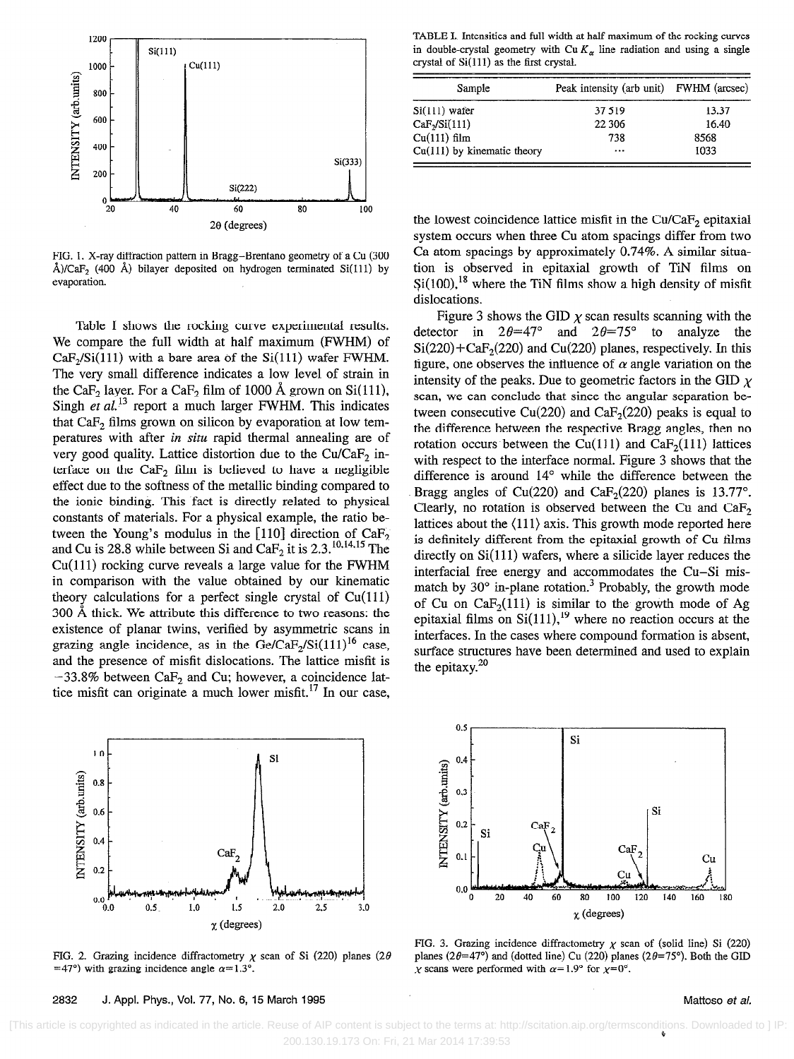FIG. 1. X-ray diffraction pattern in Bragg–Brentano geometry of a Cu (300 Å)/$CaF_2$ (400 Å) bilayer deposited on hydrogen terminated Si(111) by evaporation.

Table I shows the rocking curve experimental results. We compare the full width at half maximum (FWHM) of $CaF_2$/Si(111) with a bare area of the Si(111) wafer FWHM. The very small difference indicates a low level of strain in the $CaF_2$ layer. For a $CaF_2$ film of 1000 Å grown on Si(111), Singh *et al.*[13] report a much larger FWHM. This indicates that $CaF_2$ films grown on silicon by evaporation at low temperatures with after *in situ* rapid thermal annealing are of very good quality. Lattice distortion due to the Cu/$CaF_2$ interface on the $CaF_2$ film is believed to have a negligible effect due to the softness of the metallic binding compared to the ionic binding. This fact is directly related to physical constants of materials. For a physical example, the ratio between the Young's modulus in the [110] direction of $CaF_2$ and Cu is 28.8 while between Si and $CaF_2$ it is 2.3.[10,14,15] The Cu(111) rocking curve reveals a large value for the FWHM in comparison with the value obtained by our kinematic theory calculations for a perfect single crystal of Cu(111) 300 Å thick. We attribute this difference to two reasons: the existence of planar twins, verified by asymmetric scans in grazing angle incidence, as in the Ge/$CaF_2$/Si(111)[16] case, and the presence of misfit dislocations. The lattice misfit is −33.8% between $CaF_2$ and Cu; however, a coincidence lattice misfit can originate a much lower misfit.[17] In our case, the lowest coincidence lattice misfit in the Cu/$CaF_2$ epitaxial system occurs when three Cu atom spacings differ from two Ca atom spacings by approximately 0.74%. A similar situation is observed in epitaxial growth of TiN films on Si(100),[18] where the TiN films show a high density of misfit dislocations.

TABLE I. Intensities and full width at half maximum of the rocking curves in double-crystal geometry with Cu $K_\alpha$ line radiation and using a single crystal of Si(111) as the first crystal.

| Sample | Peak intensity (arb unit) | FWHM (arcsec) |
|---|---|---|
| Si(111) wafer | 37 519 | 13.37 |
| $CaF_2$/Si(111) | 22 306 | 16.40 |
| Cu(111) film | 738 | 8568 |
| Cu(111) by kinematic theory | ··· | 1033 |

Figure 3 shows the GID $\chi$ scan results scanning with the detector in $2\theta=47°$ and $2\theta=75°$ to analyze the Si(220)+$CaF_2$(220) and Cu(220) planes, respectively. In this figure, one observes the influence of $\alpha$ angle variation on the intensity of the peaks. Due to geometric factors in the GID $\chi$ scan, we can conclude that since the angular separation between consecutive Cu(220) and $CaF_2$(220) peaks is equal to the difference between the respective Bragg angles, then no rotation occurs between the Cu(111) and $CaF_2$(111) lattices with respect to the interface normal. Figure 3 shows that the difference is around 14° while the difference between the Bragg angles of Cu(220) and $CaF_2$(220) planes is 13.77°. Clearly, no rotation is observed between the Cu and $CaF_2$ lattices about the ⟨111⟩ axis. This growth mode reported here is definitely different from the epitaxial growth of Cu films directly on Si(111) wafers, where a silicide layer reduces the interfacial free energy and accommodates the Cu–Si mismatch by 30° in-plane rotation.[3] Probably, the growth mode of Cu on $CaF_2$(111) is similar to the growth mode of Ag epitaxial films on Si(111),[19] where no reaction occurs at the interfaces. In the cases where compound formation is absent, surface structures have been determined and used to explain the epitaxy.[20]

FIG. 2. Grazing incidence diffractometry $\chi$ scan of Si (220) planes ($2\theta=47°$) with grazing incidence angle $\alpha=1.3°$.

FIG. 3. Grazing incidence diffractometry $\chi$ scan of (solid line) Si (220) planes ($2\theta=47°$) and (dotted line) Cu (220) planes ($2\theta=75°$). Both the GID $\chi$ scans were performed with $\alpha=1.9°$ for $\chi=0°$.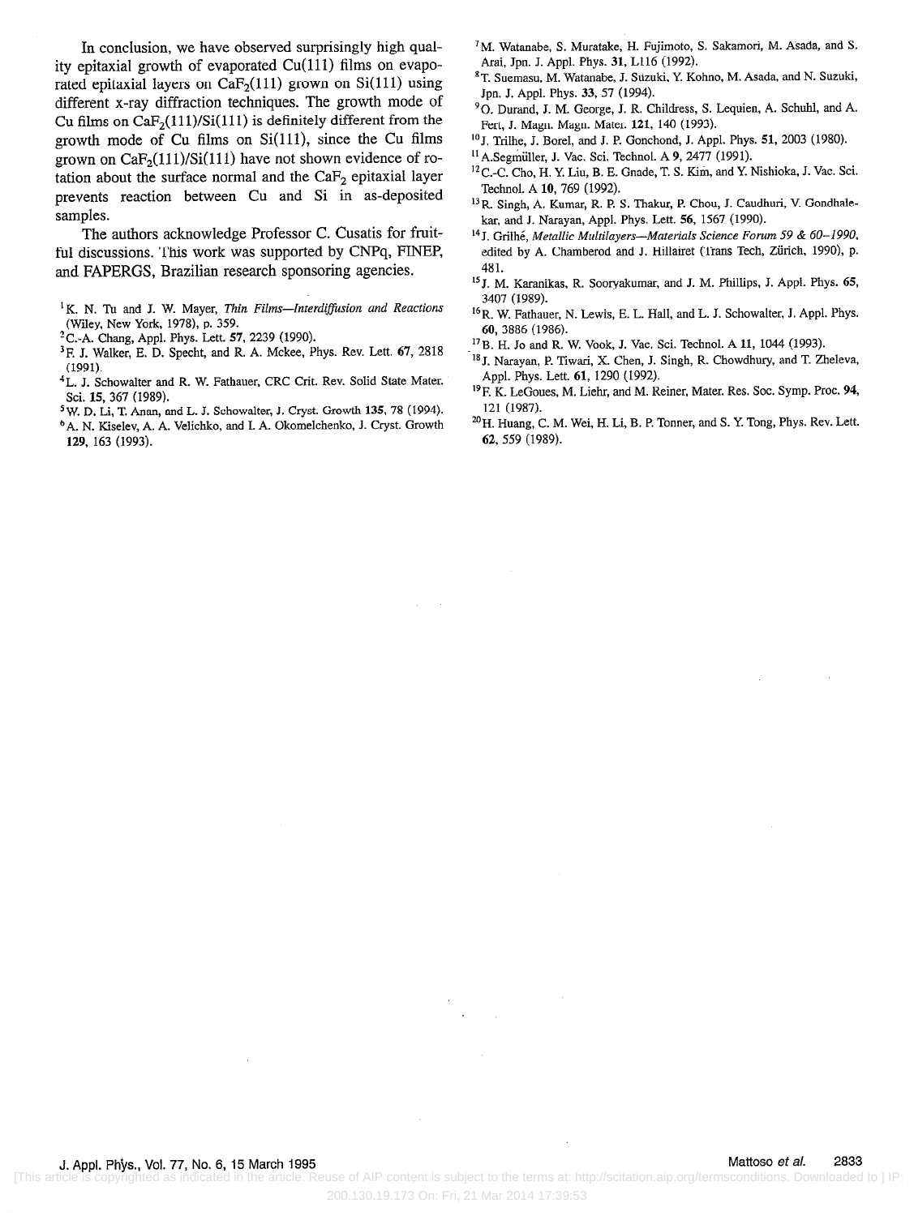In conclusion, we have observed surprisingly high quality epitaxial growth of evaporated Cu(111) films on evaporated epitaxial layers on $CaF_2$(111) grown on Si(111) using different x-ray diffraction techniques. The growth mode of Cu films on $CaF_2$(111)/Si(111) is definitely different from the growth mode of Cu films on Si(111), since the Cu films grown on $CaF_2$(111)/Si(111) have not shown evidence of rotation about the surface normal and the $CaF_2$ epitaxial layer prevents reaction between Cu and Si in as-deposited samples.

The authors acknowledge Professor C. Cusatis for fruitful discussions. This work was supported by CNPq, FINEP, and FAPERGS, Brazilian research sponsoring agencies.

[1] K. N. Tu and J. W. Mayer, *Thin Films—Interdiffusion and Reactions* (Wiley, New York, 1978), p. 359.
[2] C.-A. Chang, Appl. Phys. Lett. **57**, 2239 (1990).
[3] F. J. Walker, E. D. Specht, and R. A. Mckee, Phys. Rev. Lett. **67**, 2818 (1991).
[4] L. J. Schowalter and R. W. Fathauer, CRC Crit. Rev. Solid State Mater. Sci. **15**, 367 (1989).
[5] W. D. Li, T. Anan, and L. J. Schowalter, J. Cryst. Growth **135**, 78 (1994).
[6] A. N. Kiselev, A. A. Velichko, and I. A. Okomelchenko, J. Cryst. Growth **129**, 163 (1993).
[7] M. Watanabe, S. Muratake, H. Fujimoto, S. Sakamori, M. Asada, and S. Arai, Jpn. J. Appl. Phys. **31**, L116 (1992).
[8] T. Suemasu, M. Watanabe, J. Suzuki, Y. Kohno, M. Asada, and N. Suzuki, Jpn. J. Appl. Phys. **33**, 57 (1994).
[9] O. Durand, J. M. George, J. R. Childress, S. Lequien, A. Schuhl, and A. Fert, J. Magn. Magn. Mater. **121**, 140 (1993).
[10] J. Trilhe, J. Borel, and J. P. Gonchond, J. Appl. Phys. **51**, 2003 (1980).
[11] A.Segmüller, J. Vac. Sci. Technol. A **9**, 2477 (1991).
[12] C.-C. Cho, H. Y. Liu, B. E. Gnade, T. S. Kim, and Y. Nishioka, J. Vac. Sci. Technol. A **10**, 769 (1992).
[13] R. Singh, A. Kumar, R. P. S. Thakur, P. Chou, J. Caudhuri, V. Gondhalekar, and J. Narayan, Appl. Phys. Lett. **56**, 1567 (1990).
[14] J. Grilhé, *Metallic Multilayers—Materials Science Forum 59 & 60–1990*, edited by A. Chamberod and J. Hillairet (Trans Tech, Zürich, 1990), p. 481.
[15] J. M. Karanikas, R. Sooryakumar, and J. M. Phillips, J. Appl. Phys. **65**, 3407 (1989).
[16] R. W. Fathauer, N. Lewis, E. L. Hall, and L. J. Schowalter, J. Appl. Phys. **60**, 3886 (1986).
[17] B. H. Jo and R. W. Vook, J. Vac. Sci. Technol. A **11**, 1044 (1993).
[18] J. Narayan, P. Tiwari, X. Chen, J. Singh, R. Chowdhury, and T. Zheleva, Appl. Phys. Lett. **61**, 1290 (1992).
[19] F. K. LeGoues, M. Liehr, and M. Reiner, Mater. Res. Soc. Symp. Proc. **94**, 121 (1987).
[20] H. Huang, C. M. Wei, H. Li, B. P. Tonner, and S. Y. Tong, Phys. Rev. Lett. **62**, 559 (1989).